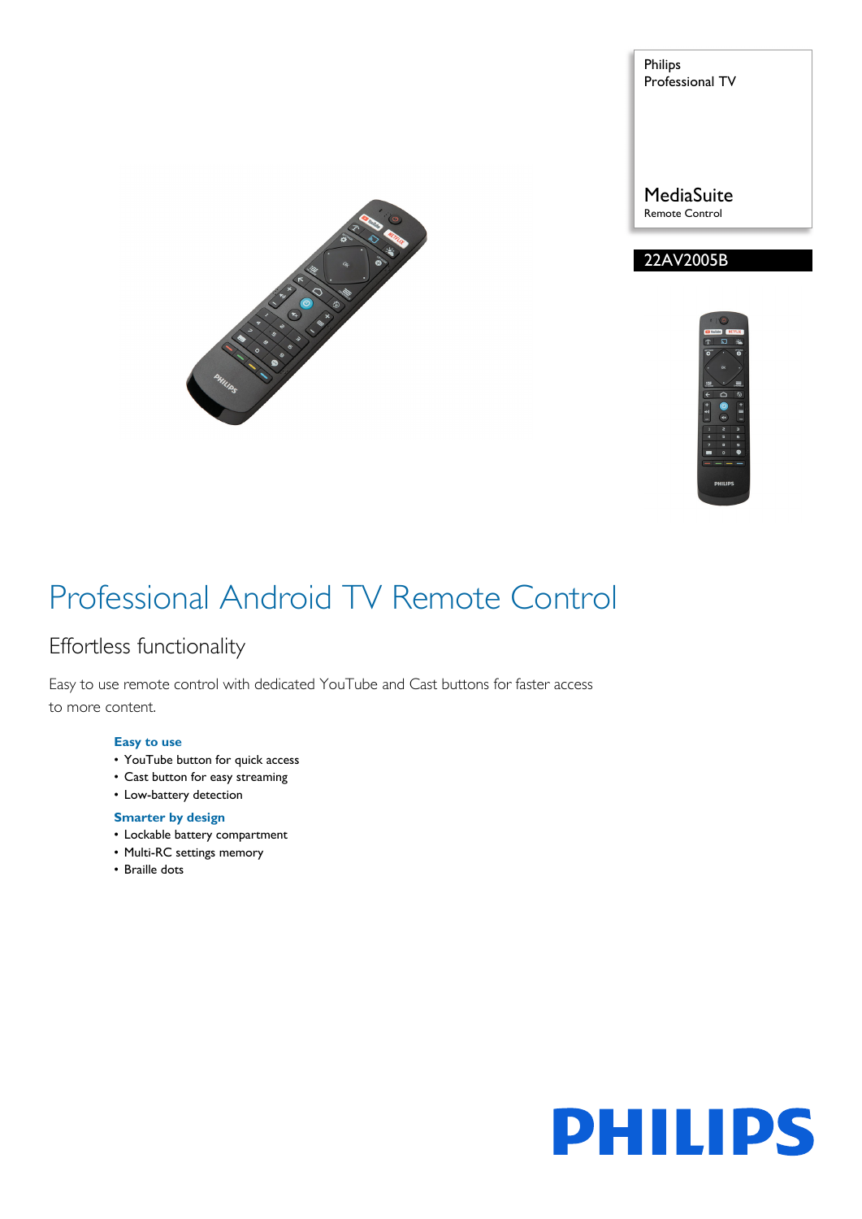Philips
Professional TV

MediaSuite
Remote Control

22AV2005B

# Professional Android TV Remote Control

## Effortless functionality

Easy to use remote control with dedicated YouTube and Cast buttons for faster access to more content.

**Easy to use**
- YouTube button for quick access
- Cast button for easy streaming
- Low-battery detection

**Smarter by design**
- Lockable battery compartment
- Multi-RC settings memory
- Braille dots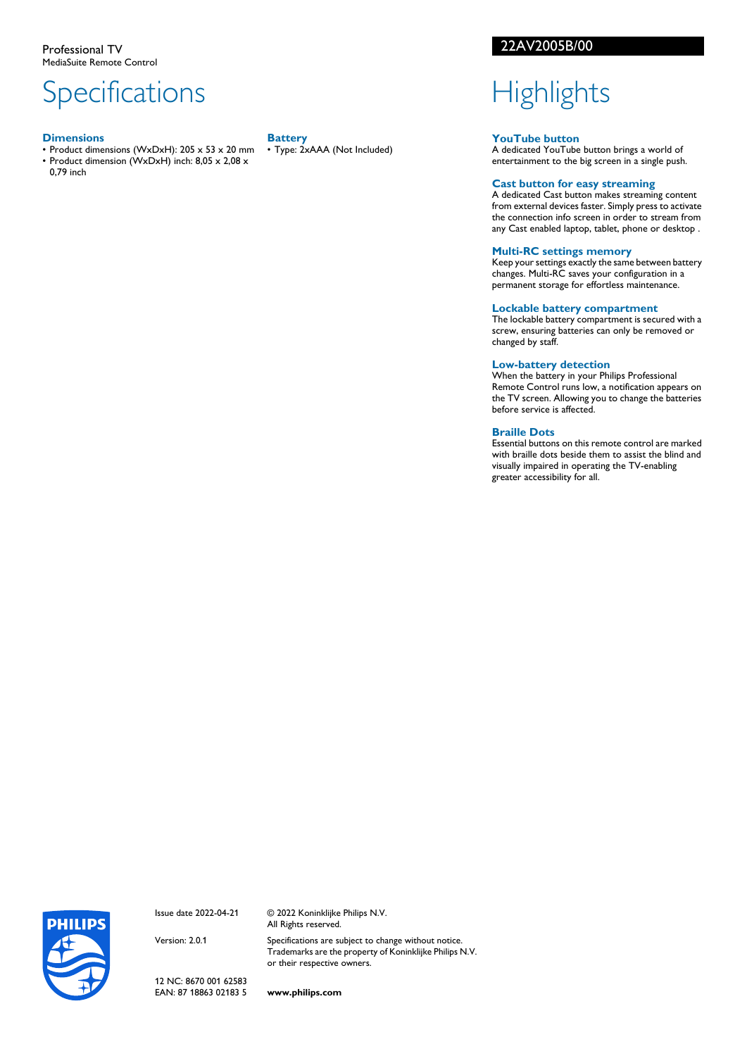Professional TV
MediaSuite Remote Control

22AV2005B/00

# Specifications

### Dimensions

- Product dimensions (WxDxH): 205 x 53 x 20 mm
- Product dimension (WxDxH) inch: 8,05 x 2,08 x 0,79 inch

### Battery

- Type: 2xAAA (Not Included)

# Highlights

### YouTube button

A dedicated YouTube button brings a world of entertainment to the big screen in a single push.

### Cast button for easy streaming

A dedicated Cast button makes streaming content from external devices faster. Simply press to activate the connection info screen in order to stream from any Cast enabled laptop, tablet, phone or desktop .

### Multi-RC settings memory

Keep your settings exactly the same between battery changes. Multi-RC saves your configuration in a permanent storage for effortless maintenance.

### Lockable battery compartment

The lockable battery compartment is secured with a screw, ensuring batteries can only be removed or changed by staff.

### Low-battery detection

When the battery in your Philips Professional Remote Control runs low, a notification appears on the TV screen. Allowing you to change the batteries before service is affected.

### Braille Dots

Essential buttons on this remote control are marked with braille dots beside them to assist the blind and visually impaired in operating the TV-enabling greater accessibility for all.

Issue date 2022-04-21

Version: 2.0.1

12 NC: 8670 001 62583
EAN: 87 18863 02183 5

© 2022 Koninklijke Philips N.V.
All Rights reserved.

Specifications are subject to change without notice. Trademarks are the property of Koninklijke Philips N.V. or their respective owners.

**www.philips.com**